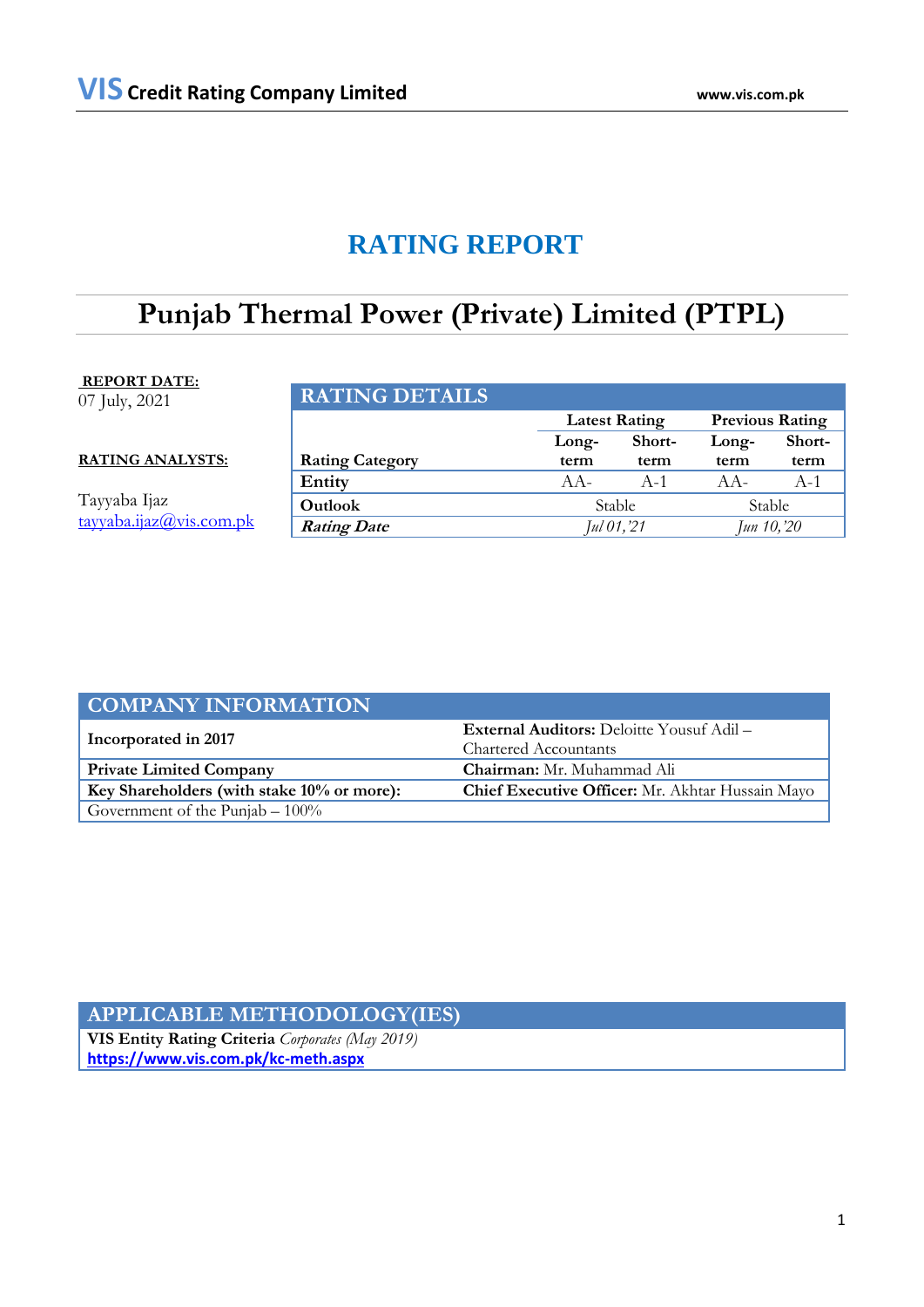**VIS Credit Rating Company Limited** www.vis.com.pk

# RATING REPORT

# Punjab Thermal Power (Private) Limited (PTPL)

**REPORT DATE:**
07 July, 2021

**RATING ANALYSTS:**

Tayyaba Ijaz
tayyaba.ijaz@vis.com.pk

## RATING DETAILS

| Rating Category | Latest Rating | | Previous Rating | |
|---|---|---|---|---|
| | Long-term | Short-term | Long-term | Short-term |
| **Entity** | AA- | A-1 | AA- | A-1 |
| **Outlook** | Stable | | Stable | |
| ***Rating Date*** | *Jul 01,'21* | | *Jun 10,'20* | |

## COMPANY INFORMATION

| | |
|---|---|
| **Incorporated in 2017** | **External Auditors:** Deloitte Yousuf Adil – Chartered Accountants |
| **Private Limited Company** | **Chairman:** Mr. Muhammad Ali |
| **Key Shareholders (with stake 10% or more):** | **Chief Executive Officer:** Mr. Akhtar Hussain Mayo |
| Government of the Punjab – 100% | |

## APPLICABLE METHODOLOGY(IES)

**VIS Entity Rating Criteria** *Corporates (May 2019)*
**https://www.vis.com.pk/kc-meth.aspx**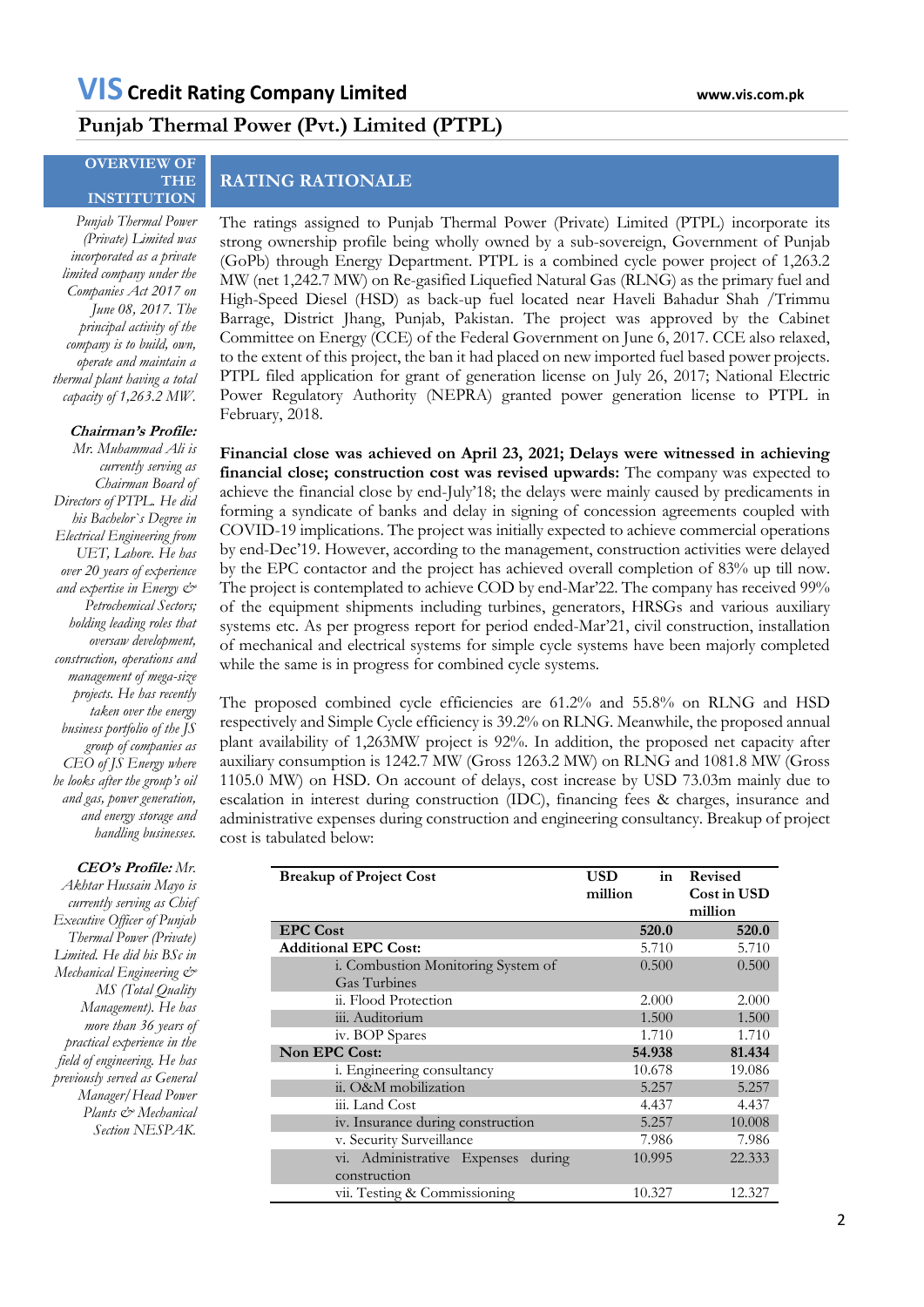## OVERVIEW OF THE INSTITUTION

*Punjab Thermal Power (Private) Limited was incorporated as a private limited company under the Companies Act 2017 on June 08, 2017. The principal activity of the company is to build, own, operate and maintain a thermal plant having a total capacity of 1,263.2 MW.*

***Chairman's Profile:*** *Mr. Muhammad Ali is currently serving as Chairman Board of Directors of PTPL. He did his Bachelor`s Degree in Electrical Engineering from UET, Lahore. He has over 20 years of experience and expertise in Energy & Petrochemical Sectors; holding leading roles that oversaw development, construction, operations and management of mega-size projects. He has recently taken over the energy business portfolio of the JS group of companies as CEO of JS Energy where he looks after the group's oil and gas, power generation, and energy storage and handling businesses.*

***CEO's Profile:*** *Mr. Akhtar Hussain Mayo is currently serving as Chief Executive Officer of Punjab Thermal Power (Private) Limited. He did his BSc in Mechanical Engineering & MS (Total Quality Management). He has more than 36 years of practical experience in the field of engineering. He has previously served as General Manager/Head Power Plants & Mechanical Section NESPAK.*

## RATING RATIONALE

The ratings assigned to Punjab Thermal Power (Private) Limited (PTPL) incorporate its strong ownership profile being wholly owned by a sub-sovereign, Government of Punjab (GoPb) through Energy Department. PTPL is a combined cycle power project of 1,263.2 MW (net 1,242.7 MW) on Re-gasified Liquefied Natural Gas (RLNG) as the primary fuel and High-Speed Diesel (HSD) as back-up fuel located near Haveli Bahadur Shah /Trimmu Barrage, District Jhang, Punjab, Pakistan. The project was approved by the Cabinet Committee on Energy (CCE) of the Federal Government on June 6, 2017. CCE also relaxed, to the extent of this project, the ban it had placed on new imported fuel based power projects. PTPL filed application for grant of generation license on July 26, 2017; National Electric Power Regulatory Authority (NEPRA) granted power generation license to PTPL in February, 2018.

**Financial close was achieved on April 23, 2021; Delays were witnessed in achieving financial close; construction cost was revised upwards:** The company was expected to achieve the financial close by end-July'18; the delays were mainly caused by predicaments in forming a syndicate of banks and delay in signing of concession agreements coupled with COVID-19 implications. The project was initially expected to achieve commercial operations by end-Dec'19. However, according to the management, construction activities were delayed by the EPC contactor and the project has achieved overall completion of 83% up till now. The project is contemplated to achieve COD by end-Mar'22. The company has received 99% of the equipment shipments including turbines, generators, HRSGs and various auxiliary systems etc. As per progress report for period ended-Mar'21, civil construction, installation of mechanical and electrical systems for simple cycle systems have been majorly completed while the same is in progress for combined cycle systems.

The proposed combined cycle efficiencies are 61.2% and 55.8% on RLNG and HSD respectively and Simple Cycle efficiency is 39.2% on RLNG. Meanwhile, the proposed annual plant availability of 1,263MW project is 92%. In addition, the proposed net capacity after auxiliary consumption is 1242.7 MW (Gross 1263.2 MW) on RLNG and 1081.8 MW (Gross 1105.0 MW) on HSD. On account of delays, cost increase by USD 73.03m mainly due to escalation in interest during construction (IDC), financing fees & charges, insurance and administrative expenses during construction and engineering consultancy. Breakup of project cost is tabulated below:

| Breakup of Project Cost | USD in million | Revised Cost in USD million |
|---|---|---|
| **EPC Cost** | **520.0** | **520.0** |
| **Additional EPC Cost:** | 5.710 | 5.710 |
| i. Combustion Monitoring System of Gas Turbines | 0.500 | 0.500 |
| ii. Flood Protection | 2.000 | 2.000 |
| iii. Auditorium | 1.500 | 1.500 |
| iv. BOP Spares | 1.710 | 1.710 |
| **Non EPC Cost:** | **54.938** | **81.434** |
| i. Engineering consultancy | 10.678 | 19.086 |
| ii. O&M mobilization | 5.257 | 5.257 |
| iii. Land Cost | 4.437 | 4.437 |
| iv. Insurance during construction | 5.257 | 10.008 |
| v. Security Surveillance | 7.986 | 7.986 |
| vi. Administrative Expenses during construction | 10.995 | 22.333 |
| vii. Testing & Commissioning | 10.327 | 12.327 |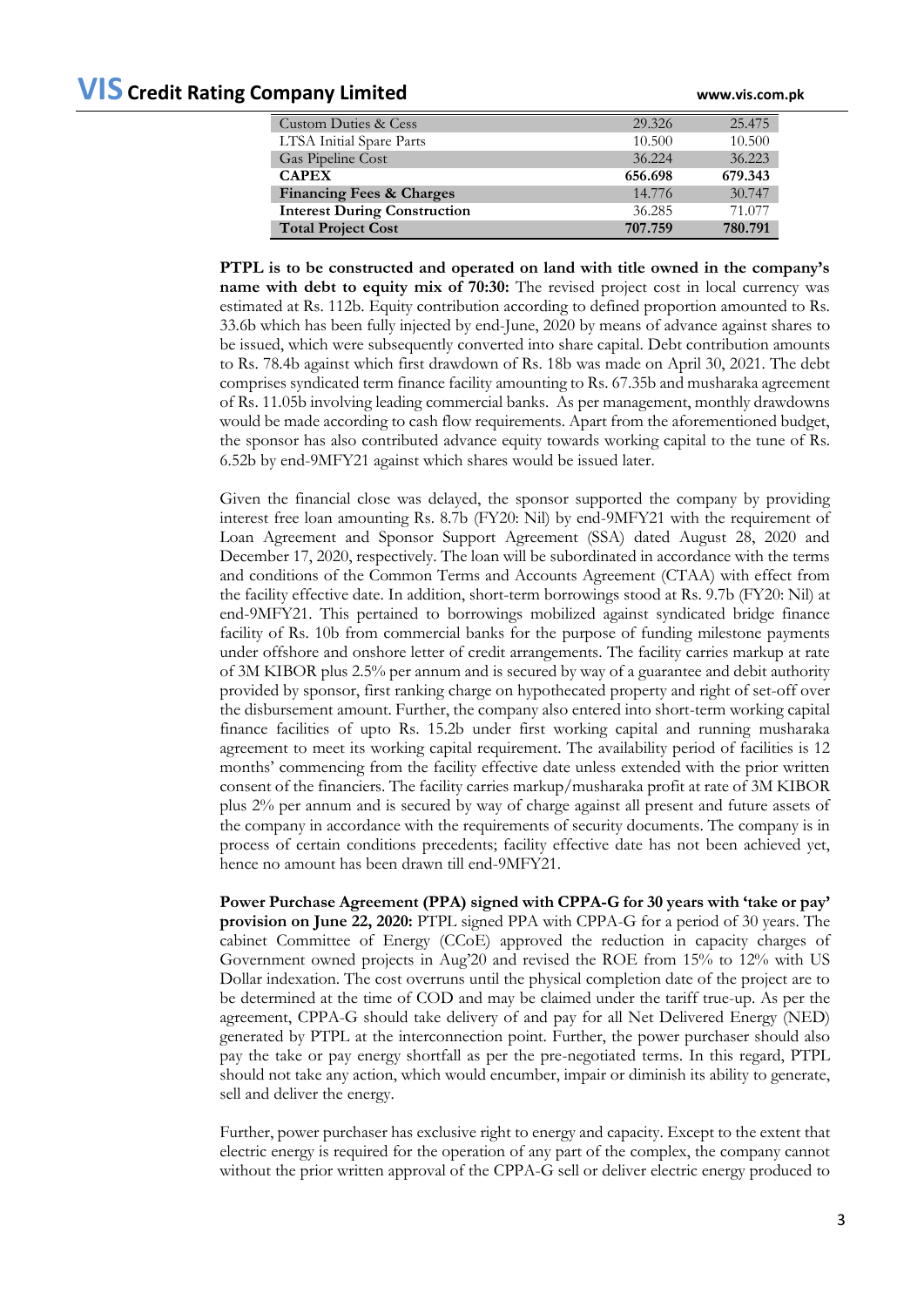| | | |
|---|---|---|
| Custom Duties & Cess | 29.326 | 25.475 |
| LTSA Initial Spare Parts | 10.500 | 10.500 |
| Gas Pipeline Cost | 36.224 | 36.223 |
| **CAPEX** | **656.698** | **679.343** |
| **Financing Fees & Charges** | 14.776 | 30.747 |
| **Interest During Construction** | 36.285 | 71.077 |
| **Total Project Cost** | **707.759** | **780.791** |

**PTPL is to be constructed and operated on land with title owned in the company's name with debt to equity mix of 70:30:** The revised project cost in local currency was estimated at Rs. 112b. Equity contribution according to defined proportion amounted to Rs. 33.6b which has been fully injected by end-June, 2020 by means of advance against shares to be issued, which were subsequently converted into share capital. Debt contribution amounts to Rs. 78.4b against which first drawdown of Rs. 18b was made on April 30, 2021. The debt comprises syndicated term finance facility amounting to Rs. 67.35b and musharaka agreement of Rs. 11.05b involving leading commercial banks. As per management, monthly drawdowns would be made according to cash flow requirements. Apart from the aforementioned budget, the sponsor has also contributed advance equity towards working capital to the tune of Rs. 6.52b by end-9MFY21 against which shares would be issued later.

Given the financial close was delayed, the sponsor supported the company by providing interest free loan amounting Rs. 8.7b (FY20: Nil) by end-9MFY21 with the requirement of Loan Agreement and Sponsor Support Agreement (SSA) dated August 28, 2020 and December 17, 2020, respectively. The loan will be subordinated in accordance with the terms and conditions of the Common Terms and Accounts Agreement (CTAA) with effect from the facility effective date. In addition, short-term borrowings stood at Rs. 9.7b (FY20: Nil) at end-9MFY21. This pertained to borrowings mobilized against syndicated bridge finance facility of Rs. 10b from commercial banks for the purpose of funding milestone payments under offshore and onshore letter of credit arrangements. The facility carries markup at rate of 3M KIBOR plus 2.5% per annum and is secured by way of a guarantee and debit authority provided by sponsor, first ranking charge on hypothecated property and right of set-off over the disbursement amount. Further, the company also entered into short-term working capital finance facilities of upto Rs. 15.2b under first working capital and running musharaka agreement to meet its working capital requirement. The availability period of facilities is 12 months' commencing from the facility effective date unless extended with the prior written consent of the financiers. The facility carries markup/musharaka profit at rate of 3M KIBOR plus 2% per annum and is secured by way of charge against all present and future assets of the company in accordance with the requirements of security documents. The company is in process of certain conditions precedents; facility effective date has not been achieved yet, hence no amount has been drawn till end-9MFY21.

**Power Purchase Agreement (PPA) signed with CPPA-G for 30 years with 'take or pay' provision on June 22, 2020:** PTPL signed PPA with CPPA-G for a period of 30 years. The cabinet Committee of Energy (CCoE) approved the reduction in capacity charges of Government owned projects in Aug'20 and revised the ROE from 15% to 12% with US Dollar indexation. The cost overruns until the physical completion date of the project are to be determined at the time of COD and may be claimed under the tariff true-up. As per the agreement, CPPA-G should take delivery of and pay for all Net Delivered Energy (NED) generated by PTPL at the interconnection point. Further, the power purchaser should also pay the take or pay energy shortfall as per the pre-negotiated terms. In this regard, PTPL should not take any action, which would encumber, impair or diminish its ability to generate, sell and deliver the energy.

Further, power purchaser has exclusive right to energy and capacity. Except to the extent that electric energy is required for the operation of any part of the complex, the company cannot without the prior written approval of the CPPA-G sell or deliver electric energy produced to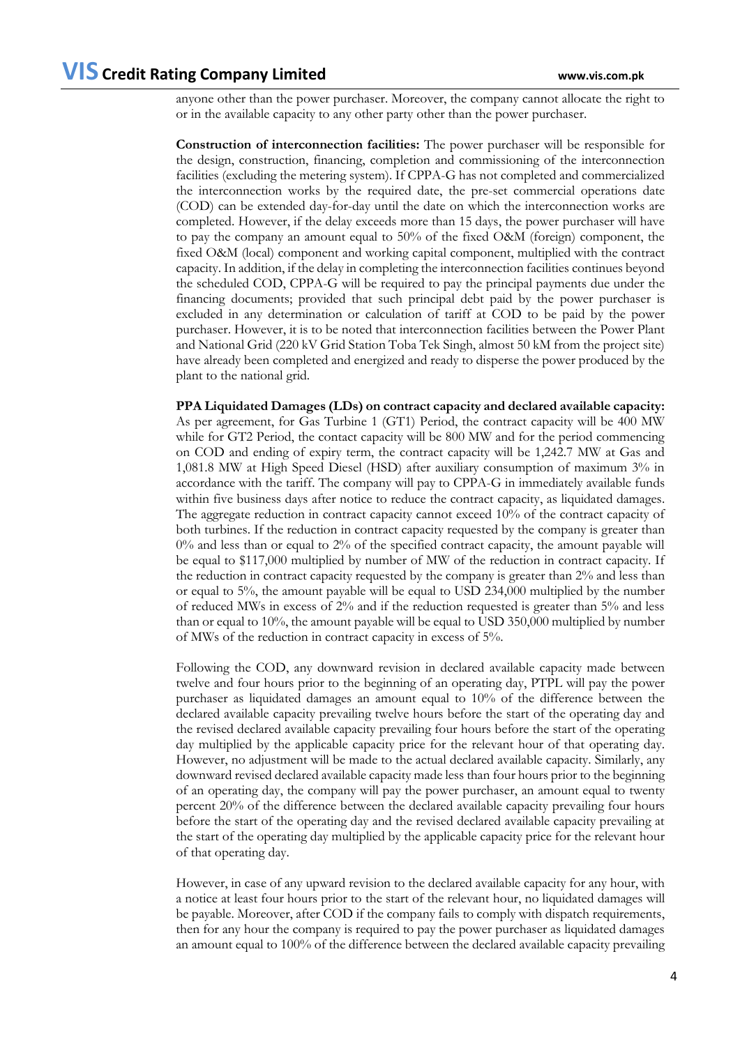anyone other than the power purchaser. Moreover, the company cannot allocate the right to or in the available capacity to any other party other than the power purchaser.

**Construction of interconnection facilities:** The power purchaser will be responsible for the design, construction, financing, completion and commissioning of the interconnection facilities (excluding the metering system). If CPPA-G has not completed and commercialized the interconnection works by the required date, the pre-set commercial operations date (COD) can be extended day-for-day until the date on which the interconnection works are completed. However, if the delay exceeds more than 15 days, the power purchaser will have to pay the company an amount equal to 50% of the fixed O&M (foreign) component, the fixed O&M (local) component and working capital component, multiplied with the contract capacity. In addition, if the delay in completing the interconnection facilities continues beyond the scheduled COD, CPPA-G will be required to pay the principal payments due under the financing documents; provided that such principal debt paid by the power purchaser is excluded in any determination or calculation of tariff at COD to be paid by the power purchaser. However, it is to be noted that interconnection facilities between the Power Plant and National Grid (220 kV Grid Station Toba Tek Singh, almost 50 kM from the project site) have already been completed and energized and ready to disperse the power produced by the plant to the national grid.

**PPA Liquidated Damages (LDs) on contract capacity and declared available capacity:** As per agreement, for Gas Turbine 1 (GT1) Period, the contract capacity will be 400 MW while for GT2 Period, the contact capacity will be 800 MW and for the period commencing on COD and ending of expiry term, the contract capacity will be 1,242.7 MW at Gas and 1,081.8 MW at High Speed Diesel (HSD) after auxiliary consumption of maximum 3% in accordance with the tariff. The company will pay to CPPA-G in immediately available funds within five business days after notice to reduce the contract capacity, as liquidated damages. The aggregate reduction in contract capacity cannot exceed 10% of the contract capacity of both turbines. If the reduction in contract capacity requested by the company is greater than 0% and less than or equal to 2% of the specified contract capacity, the amount payable will be equal to $117,000 multiplied by number of MW of the reduction in contract capacity. If the reduction in contract capacity requested by the company is greater than 2% and less than or equal to 5%, the amount payable will be equal to USD 234,000 multiplied by the number of reduced MWs in excess of 2% and if the reduction requested is greater than 5% and less than or equal to 10%, the amount payable will be equal to USD 350,000 multiplied by number of MWs of the reduction in contract capacity in excess of 5%.

Following the COD, any downward revision in declared available capacity made between twelve and four hours prior to the beginning of an operating day, PTPL will pay the power purchaser as liquidated damages an amount equal to 10% of the difference between the declared available capacity prevailing twelve hours before the start of the operating day and the revised declared available capacity prevailing four hours before the start of the operating day multiplied by the applicable capacity price for the relevant hour of that operating day. However, no adjustment will be made to the actual declared available capacity. Similarly, any downward revised declared available capacity made less than four hours prior to the beginning of an operating day, the company will pay the power purchaser, an amount equal to twenty percent 20% of the difference between the declared available capacity prevailing four hours before the start of the operating day and the revised declared available capacity prevailing at the start of the operating day multiplied by the applicable capacity price for the relevant hour of that operating day.

However, in case of any upward revision to the declared available capacity for any hour, with a notice at least four hours prior to the start of the relevant hour, no liquidated damages will be payable. Moreover, after COD if the company fails to comply with dispatch requirements, then for any hour the company is required to pay the power purchaser as liquidated damages an amount equal to 100% of the difference between the declared available capacity prevailing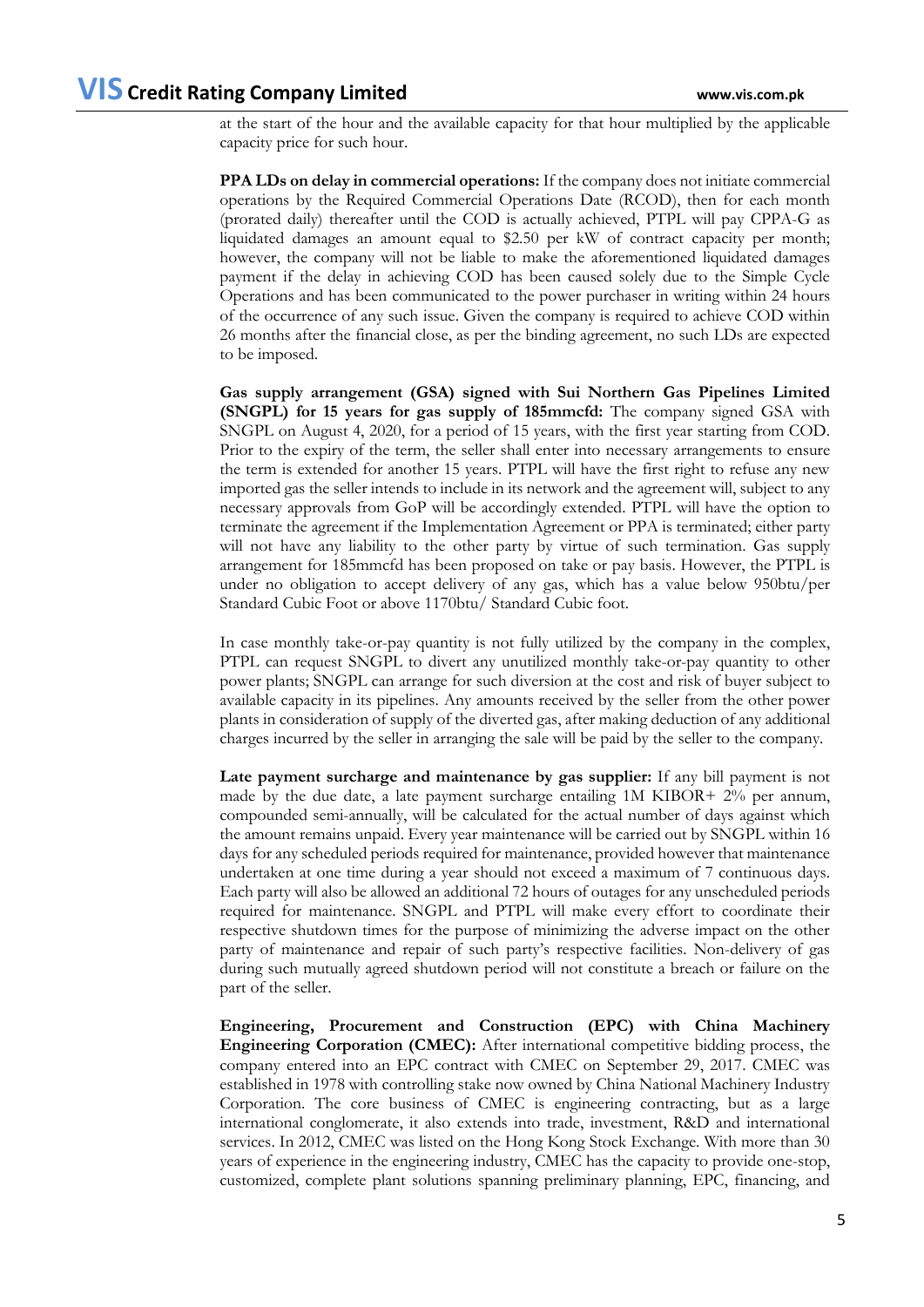at the start of the hour and the available capacity for that hour multiplied by the applicable capacity price for such hour.

**PPA LDs on delay in commercial operations:** If the company does not initiate commercial operations by the Required Commercial Operations Date (RCOD), then for each month (prorated daily) thereafter until the COD is actually achieved, PTPL will pay CPPA-G as liquidated damages an amount equal to $2.50 per kW of contract capacity per month; however, the company will not be liable to make the aforementioned liquidated damages payment if the delay in achieving COD has been caused solely due to the Simple Cycle Operations and has been communicated to the power purchaser in writing within 24 hours of the occurrence of any such issue. Given the company is required to achieve COD within 26 months after the financial close, as per the binding agreement, no such LDs are expected to be imposed.

**Gas supply arrangement (GSA) signed with Sui Northern Gas Pipelines Limited (SNGPL) for 15 years for gas supply of 185mmcfd:** The company signed GSA with SNGPL on August 4, 2020, for a period of 15 years, with the first year starting from COD. Prior to the expiry of the term, the seller shall enter into necessary arrangements to ensure the term is extended for another 15 years. PTPL will have the first right to refuse any new imported gas the seller intends to include in its network and the agreement will, subject to any necessary approvals from GoP will be accordingly extended. PTPL will have the option to terminate the agreement if the Implementation Agreement or PPA is terminated; either party will not have any liability to the other party by virtue of such termination. Gas supply arrangement for 185mmcfd has been proposed on take or pay basis. However, the PTPL is under no obligation to accept delivery of any gas, which has a value below 950btu/per Standard Cubic Foot or above 1170btu/ Standard Cubic foot.

In case monthly take-or-pay quantity is not fully utilized by the company in the complex, PTPL can request SNGPL to divert any unutilized monthly take-or-pay quantity to other power plants; SNGPL can arrange for such diversion at the cost and risk of buyer subject to available capacity in its pipelines. Any amounts received by the seller from the other power plants in consideration of supply of the diverted gas, after making deduction of any additional charges incurred by the seller in arranging the sale will be paid by the seller to the company.

**Late payment surcharge and maintenance by gas supplier:** If any bill payment is not made by the due date, a late payment surcharge entailing 1M KIBOR+ 2% per annum, compounded semi-annually, will be calculated for the actual number of days against which the amount remains unpaid. Every year maintenance will be carried out by SNGPL within 16 days for any scheduled periods required for maintenance, provided however that maintenance undertaken at one time during a year should not exceed a maximum of 7 continuous days. Each party will also be allowed an additional 72 hours of outages for any unscheduled periods required for maintenance. SNGPL and PTPL will make every effort to coordinate their respective shutdown times for the purpose of minimizing the adverse impact on the other party of maintenance and repair of such party's respective facilities. Non-delivery of gas during such mutually agreed shutdown period will not constitute a breach or failure on the part of the seller.

**Engineering, Procurement and Construction (EPC) with China Machinery Engineering Corporation (CMEC):** After international competitive bidding process, the company entered into an EPC contract with CMEC on September 29, 2017. CMEC was established in 1978 with controlling stake now owned by China National Machinery Industry Corporation. The core business of CMEC is engineering contracting, but as a large international conglomerate, it also extends into trade, investment, R&D and international services. In 2012, CMEC was listed on the Hong Kong Stock Exchange. With more than 30 years of experience in the engineering industry, CMEC has the capacity to provide one-stop, customized, complete plant solutions spanning preliminary planning, EPC, financing, and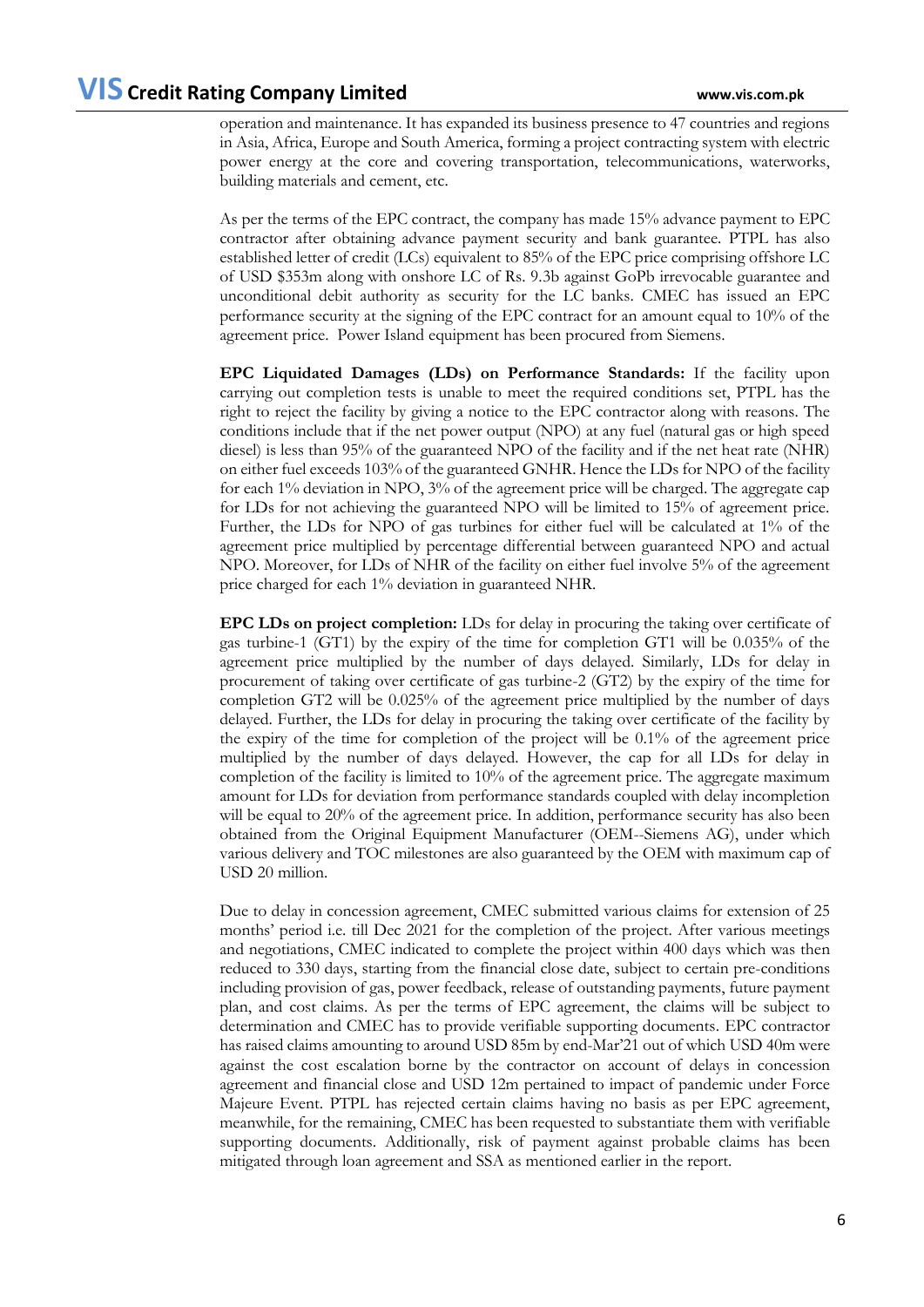operation and maintenance. It has expanded its business presence to 47 countries and regions in Asia, Africa, Europe and South America, forming a project contracting system with electric power energy at the core and covering transportation, telecommunications, waterworks, building materials and cement, etc.

As per the terms of the EPC contract, the company has made 15% advance payment to EPC contractor after obtaining advance payment security and bank guarantee. PTPL has also established letter of credit (LCs) equivalent to 85% of the EPC price comprising offshore LC of USD $353m along with onshore LC of Rs. 9.3b against GoPb irrevocable guarantee and unconditional debit authority as security for the LC banks. CMEC has issued an EPC performance security at the signing of the EPC contract for an amount equal to 10% of the agreement price. Power Island equipment has been procured from Siemens.

**EPC Liquidated Damages (LDs) on Performance Standards:** If the facility upon carrying out completion tests is unable to meet the required conditions set, PTPL has the right to reject the facility by giving a notice to the EPC contractor along with reasons. The conditions include that if the net power output (NPO) at any fuel (natural gas or high speed diesel) is less than 95% of the guaranteed NPO of the facility and if the net heat rate (NHR) on either fuel exceeds 103% of the guaranteed GNHR. Hence the LDs for NPO of the facility for each 1% deviation in NPO, 3% of the agreement price will be charged. The aggregate cap for LDs for not achieving the guaranteed NPO will be limited to 15% of agreement price. Further, the LDs for NPO of gas turbines for either fuel will be calculated at 1% of the agreement price multiplied by percentage differential between guaranteed NPO and actual NPO. Moreover, for LDs of NHR of the facility on either fuel involve 5% of the agreement price charged for each 1% deviation in guaranteed NHR.

**EPC LDs on project completion:** LDs for delay in procuring the taking over certificate of gas turbine-1 (GT1) by the expiry of the time for completion GT1 will be 0.035% of the agreement price multiplied by the number of days delayed. Similarly, LDs for delay in procurement of taking over certificate of gas turbine-2 (GT2) by the expiry of the time for completion GT2 will be 0.025% of the agreement price multiplied by the number of days delayed. Further, the LDs for delay in procuring the taking over certificate of the facility by the expiry of the time for completion of the project will be 0.1% of the agreement price multiplied by the number of days delayed. However, the cap for all LDs for delay in completion of the facility is limited to 10% of the agreement price. The aggregate maximum amount for LDs for deviation from performance standards coupled with delay incompletion will be equal to 20% of the agreement price. In addition, performance security has also been obtained from the Original Equipment Manufacturer (OEM--Siemens AG), under which various delivery and TOC milestones are also guaranteed by the OEM with maximum cap of USD 20 million.

Due to delay in concession agreement, CMEC submitted various claims for extension of 25 months' period i.e. till Dec 2021 for the completion of the project. After various meetings and negotiations, CMEC indicated to complete the project within 400 days which was then reduced to 330 days, starting from the financial close date, subject to certain pre-conditions including provision of gas, power feedback, release of outstanding payments, future payment plan, and cost claims. As per the terms of EPC agreement, the claims will be subject to determination and CMEC has to provide verifiable supporting documents. EPC contractor has raised claims amounting to around USD 85m by end-Mar'21 out of which USD 40m were against the cost escalation borne by the contractor on account of delays in concession agreement and financial close and USD 12m pertained to impact of pandemic under Force Majeure Event. PTPL has rejected certain claims having no basis as per EPC agreement, meanwhile, for the remaining, CMEC has been requested to substantiate them with verifiable supporting documents. Additionally, risk of payment against probable claims has been mitigated through loan agreement and SSA as mentioned earlier in the report.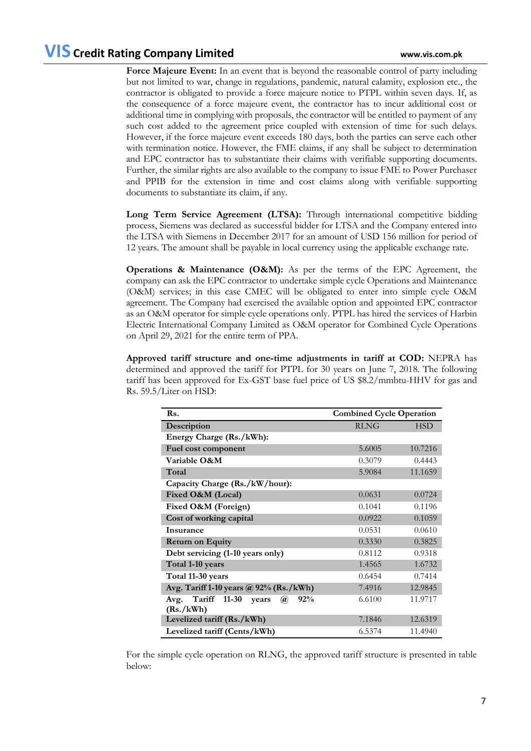**Force Majeure Event:** In an event that is beyond the reasonable control of party including but not limited to war, change in regulations, pandemic, natural calamity, explosion etc., the contractor is obligated to provide a force majeure notice to PTPL within seven days. If, as the consequence of a force majeure event, the contractor has to incur additional cost or additional time in complying with proposals, the contractor will be entitled to payment of any such cost added to the agreement price coupled with extension of time for such delays. However, if the force majeure event exceeds 180 days, both the parties can serve each other with termination notice. However, the FME claims, if any shall be subject to determination and EPC contractor has to substantiate their claims with verifiable supporting documents. Further, the similar rights are also available to the company to issue FME to Power Purchaser and PPIB for the extension in time and cost claims along with verifiable supporting documents to substantiate its claim, if any.

**Long Term Service Agreement (LTSA):** Through international competitive bidding process, Siemens was declared as successful bidder for LTSA and the Company entered into the LTSA with Siemens in December 2017 for an amount of USD 156 million for period of 12 years. The amount shall be payable in local currency using the applicable exchange rate.

**Operations & Maintenance (O&M):** As per the terms of the EPC Agreement, the company can ask the EPC contractor to undertake simple cycle Operations and Maintenance (O&M) services; in this case CMEC will be obligated to enter into simple cycle O&M agreement. The Company had exercised the available option and appointed EPC contractor as an O&M operator for simple cycle operations only. PTPL has hired the services of Harbin Electric International Company Limited as O&M operator for Combined Cycle Operations on April 29, 2021 for the entire term of PPA.

**Approved tariff structure and one-time adjustments in tariff at COD:** NEPRA has determined and approved the tariff for PTPL for 30 years on June 7, 2018. The following tariff has been approved for Ex-GST base fuel price of US $8.2/mmbtu-HHV for gas and Rs. 59.5/Liter on HSD:

| Rs. | Combined Cycle Operation | |
|---|---|---|
| **Description** | RLNG | HSD |
| **Energy Charge (Rs./kWh):** | | |
| **Fuel cost component** | 5.6005 | 10.7216 |
| **Variable O&M** | 0.3079 | 0.4443 |
| **Total** | 5.9084 | 11.1659 |
| **Capacity Charge (Rs./kW/hour):** | | |
| **Fixed O&M (Local)** | 0.0631 | 0.0724 |
| **Fixed O&M (Foreign)** | 0.1041 | 0.1196 |
| **Cost of working capital** | 0.0922 | 0.1059 |
| **Insurance** | 0.0531 | 0.0610 |
| **Return on Equity** | 0.3330 | 0.3825 |
| **Debt servicing (1-10 years only)** | 0.8112 | 0.9318 |
| **Total 1-10 years** | 1.4565 | 1.6732 |
| **Total 11-30 years** | 0.6454 | 0.7414 |
| **Avg. Tariff 1-10 years @ 92% (Rs./kWh)** | 7.4916 | 12.9845 |
| **Avg. Tariff 11-30 years @ 92% (Rs./kWh)** | 6.6100 | 11.9717 |
| **Levelized tariff (Rs./kWh)** | 7.1846 | 12.6319 |
| **Levelized tariff (Cents/kWh)** | 6.5374 | 11.4940 |

For the simple cycle operation on RLNG, the approved tariff structure is presented in table below: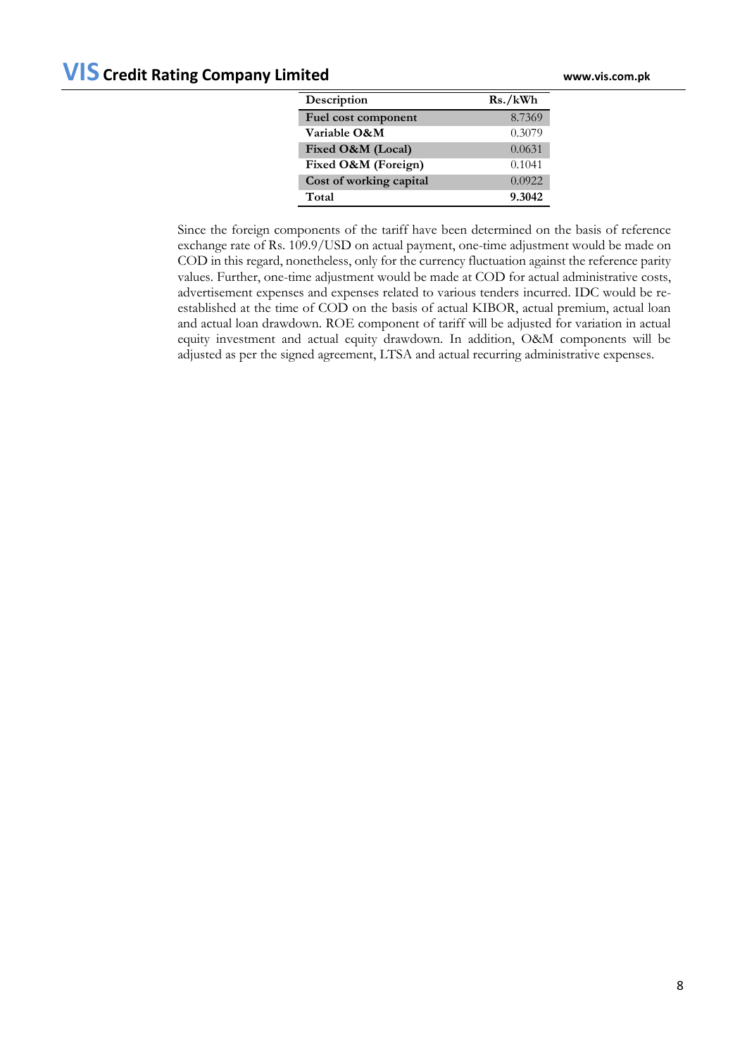| Description | Rs./kWh |
| --- | --- |
| Fuel cost component | 8.7369 |
| Variable O&M | 0.3079 |
| Fixed O&M (Local) | 0.0631 |
| Fixed O&M (Foreign) | 0.1041 |
| Cost of working capital | 0.0922 |
| **Total** | **9.3042** |

Since the foreign components of the tariff have been determined on the basis of reference exchange rate of Rs. 109.9/USD on actual payment, one-time adjustment would be made on COD in this regard, nonetheless, only for the currency fluctuation against the reference parity values. Further, one-time adjustment would be made at COD for actual administrative costs, advertisement expenses and expenses related to various tenders incurred. IDC would be re-established at the time of COD on the basis of actual KIBOR, actual premium, actual loan and actual loan drawdown. ROE component of tariff will be adjusted for variation in actual equity investment and actual equity drawdown. In addition, O&M components will be adjusted as per the signed agreement, LTSA and actual recurring administrative expenses.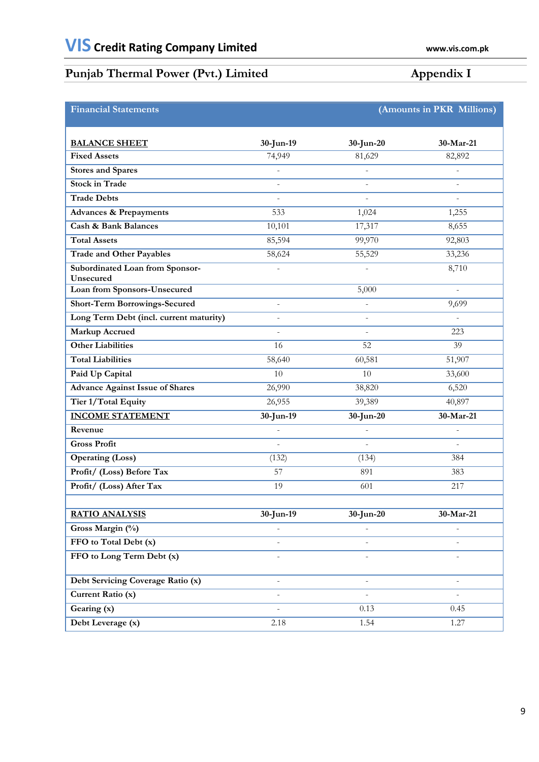## Punjab Thermal Power (Pvt.) Limited — Appendix I

| Financial Statements | | | (Amounts in PKR Millions) |
|---|---|---|---|
| **BALANCE SHEET** | **30-Jun-19** | **30-Jun-20** | **30-Mar-21** |
| **Fixed Assets** | 74,949 | 81,629 | 82,892 |
| **Stores and Spares** | - | - | - |
| **Stock in Trade** | - | - | - |
| **Trade Debts** | - | - | - |
| **Advances & Prepayments** | 533 | 1,024 | 1,255 |
| **Cash & Bank Balances** | 10,101 | 17,317 | 8,655 |
| **Total Assets** | 85,594 | 99,970 | 92,803 |
| **Trade and Other Payables** | 58,624 | 55,529 | 33,236 |
| **Subordinated Loan from Sponsor-Unsecured** | - | - | 8,710 |
| **Loan from Sponsors-Unsecured** | | 5,000 | - |
| **Short-Term Borrowings-Secured** | - | - | 9,699 |
| **Long Term Debt (incl. current maturity)** | - | - | - |
| **Markup Accrued** | - | - | 223 |
| **Other Liabilities** | 16 | 52 | 39 |
| **Total Liabilities** | 58,640 | 60,581 | 51,907 |
| **Paid Up Capital** | 10 | 10 | 33,600 |
| **Advance Against Issue of Shares** | 26,990 | 38,820 | 6,520 |
| **Tier 1/Total Equity** | 26,955 | 39,389 | 40,897 |
| **INCOME STATEMENT** | **30-Jun-19** | **30-Jun-20** | **30-Mar-21** |
| **Revenue** | - | - | - |
| **Gross Profit** | - | - | - |
| **Operating (Loss)** | (132) | (134) | 384 |
| **Profit/ (Loss) Before Tax** | 57 | 891 | 383 |
| **Profit/ (Loss) After Tax** | 19 | 601 | 217 |
| | | | |
| **RATIO ANALYSIS** | **30-Jun-19** | **30-Jun-20** | **30-Mar-21** |
| **Gross Margin (%)** | - | - | - |
| **FFO to Total Debt (x)** | - | - | - |
| **FFO to Long Term Debt (x)** | - | - | - |
| **Debt Servicing Coverage Ratio (x)** | - | - | - |
| **Current Ratio (x)** | - | - | - |
| **Gearing (x)** | - | 0.13 | 0.45 |
| **Debt Leverage (x)** | 2.18 | 1.54 | 1.27 |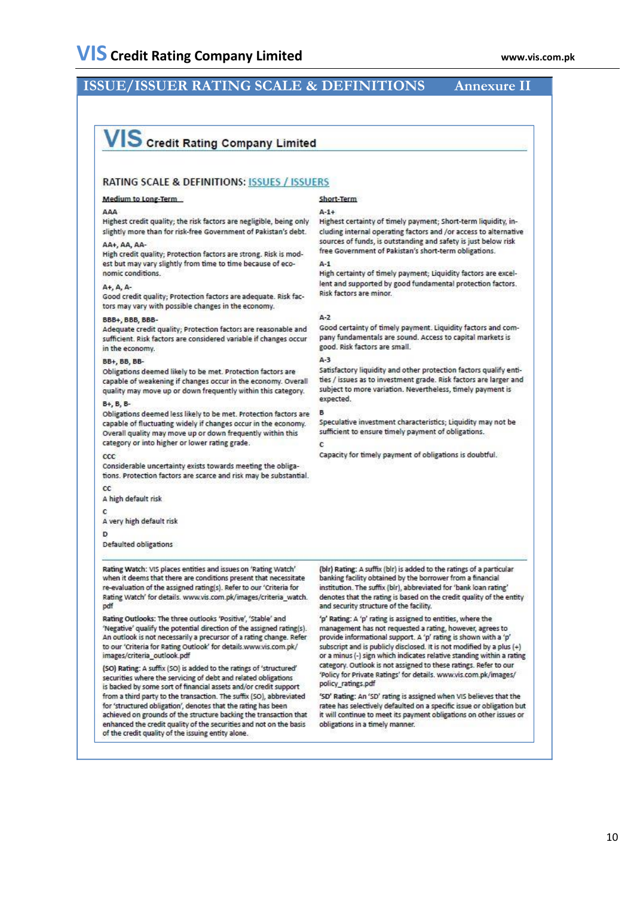## ISSUE/ISSUER RATING SCALE & DEFINITIONS — Annexure II

**VIS Credit Rating Company Limited**

### RATING SCALE & DEFINITIONS: ISSUES / ISSUERS

#### Medium to Long-Term

**AAA**
Highest credit quality; the risk factors are negligible, being only slightly more than for risk-free Government of Pakistan's debt.

**AA+, AA, AA-**
High credit quality; Protection factors are strong. Risk is modest but may vary slightly from time to time because of economic conditions.

**A+, A, A-**
Good credit quality; Protection factors are adequate. Risk factors may vary with possible changes in the economy.

**BBB+, BBB, BBB-**
Adequate credit quality; Protection factors are reasonable and sufficient. Risk factors are considered variable if changes occur in the economy.

**BB+, BB, BB-**
Obligations deemed likely to be met. Protection factors are capable of weakening if changes occur in the economy. Overall quality may move up or down frequently within this category.

**B+, B, B-**
Obligations deemed less likely to be met. Protection factors are capable of fluctuating widely if changes occur in the economy. Overall quality may move up or down frequently within this category or into higher or lower rating grade.

**CCC**
Considerable uncertainty exists towards meeting the obligations. Protection factors are scarce and risk may be substantial.

**CC**
A high default risk

**C**
A very high default risk

**D**
Defaulted obligations

#### Short-Term

**A-1+**
Highest certainty of timely payment; Short-term liquidity, including internal operating factors and /or access to alternative sources of funds, is outstanding and safety is just below risk free Government of Pakistan's short-term obligations.

**A-1**
High certainty of timely payment; Liquidity factors are excellent and supported by good fundamental protection factors. Risk factors are minor.

**A-2**
Good certainty of timely payment. Liquidity factors and company fundamentals are sound. Access to capital markets is good. Risk factors are small.

**A-3**
Satisfactory liquidity and other protection factors qualify entities / issues as to investment grade. Risk factors are larger and subject to more variation. Nevertheless, timely payment is expected.

**B**
Speculative investment characteristics; Liquidity may not be sufficient to ensure timely payment of obligations.

**C**
Capacity for timely payment of obligations is doubtful.

---

**Rating Watch:** VIS places entities and issues on 'Rating Watch' when it deems that there are conditions present that necessitate re-evaluation of the assigned rating(s). Refer to our 'Criteria for Rating Watch' for details. www.vis.com.pk/images/criteria_watch.pdf

**Rating Outlooks:** The three outlooks 'Positive', 'Stable' and 'Negative' qualify the potential direction of the assigned rating(s). An outlook is not necessarily a precursor of a rating change. Refer to our 'Criteria for Rating Outlook' for details.www.vis.com.pk/images/criteria_outlook.pdf

**(SO) Rating:** A suffix (SO) is added to the ratings of 'structured' securities where the servicing of debt and related obligations is backed by some sort of financial assets and/or credit support from a third party to the transaction. The suffix (SO), abbreviated for 'structured obligation', denotes that the rating has been achieved on grounds of the structure backing the transaction that enhanced the credit quality of the securities and not on the basis of the credit quality of the issuing entity alone.

**(blr) Rating:** A suffix (blr) is added to the ratings of a particular banking facility obtained by the borrower from a financial institution. The suffix (blr), abbreviated for 'bank loan rating' denotes that the rating is based on the credit quality of the entity and security structure of the facility.

**'p' Rating:** A 'p' rating is assigned to entities, where the management has not requested a rating, however, agrees to provide informational support. A 'p' rating is shown with a 'p' subscript and is publicly disclosed. It is not modified by a plus (+) or a minus (-) sign which indicates relative standing within a rating category. Outlook is not assigned to these ratings. Refer to our 'Policy for Private Ratings' for details. www.vis.com.pk/images/policy_ratings.pdf

**'SD' Rating:** An 'SD' rating is assigned when VIS believes that the ratee has selectively defaulted on a specific issue or obligation but it will continue to meet its payment obligations on other issues or obligations in a timely manner.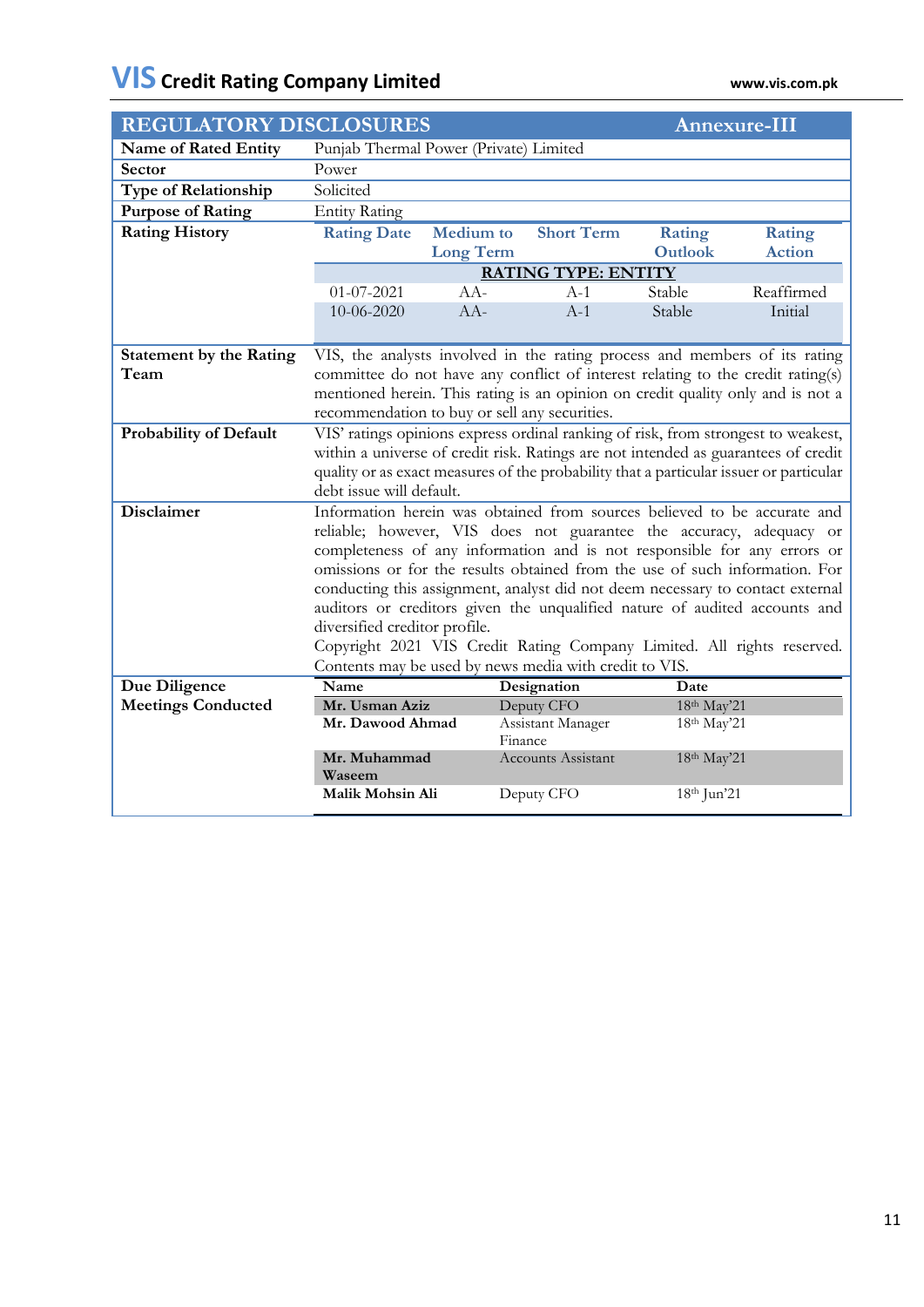## REGULATORY DISCLOSURES — Annexure-III

| | |
|---|---|
| **Name of Rated Entity** | Punjab Thermal Power (Private) Limited |
| **Sector** | Power |
| **Type of Relationship** | Solicited |
| **Purpose of Rating** | Entity Rating |

**Rating History**

| Rating Date | Medium to Long Term | Short Term | Rating Outlook | Rating Action |
|---|---|---|---|---|
| **RATING TYPE: ENTITY** | | | | |
| 01-07-2021 | AA- | A-1 | Stable | Reaffirmed |
| 10-06-2020 | AA- | A-1 | Stable | Initial |

**Statement by the Rating Team**

VIS, the analysts involved in the rating process and members of its rating committee do not have any conflict of interest relating to the credit rating(s) mentioned herein. This rating is an opinion on credit quality only and is not a recommendation to buy or sell any securities.

**Probability of Default**

VIS' ratings opinions express ordinal ranking of risk, from strongest to weakest, within a universe of credit risk. Ratings are not intended as guarantees of credit quality or as exact measures of the probability that a particular issuer or particular debt issue will default.

**Disclaimer**

Information herein was obtained from sources believed to be accurate and reliable; however, VIS does not guarantee the accuracy, adequacy or completeness of any information and is not responsible for any errors or omissions or for the results obtained from the use of such information. For conducting this assignment, analyst did not deem necessary to contact external auditors or creditors given the unqualified nature of audited accounts and diversified creditor profile.

Copyright 2021 VIS Credit Rating Company Limited. All rights reserved. Contents may be used by news media with credit to VIS.

**Due Diligence Meetings Conducted**

| Name | Designation | Date |
|---|---|---|
| **Mr. Usman Aziz** | Deputy CFO | 18th May'21 |
| **Mr. Dawood Ahmad** | Assistant Manager Finance | 18th May'21 |
| **Mr. Muhammad Waseem** | Accounts Assistant | 18th May'21 |
| **Malik Mohsin Ali** | Deputy CFO | 18th Jun'21 |